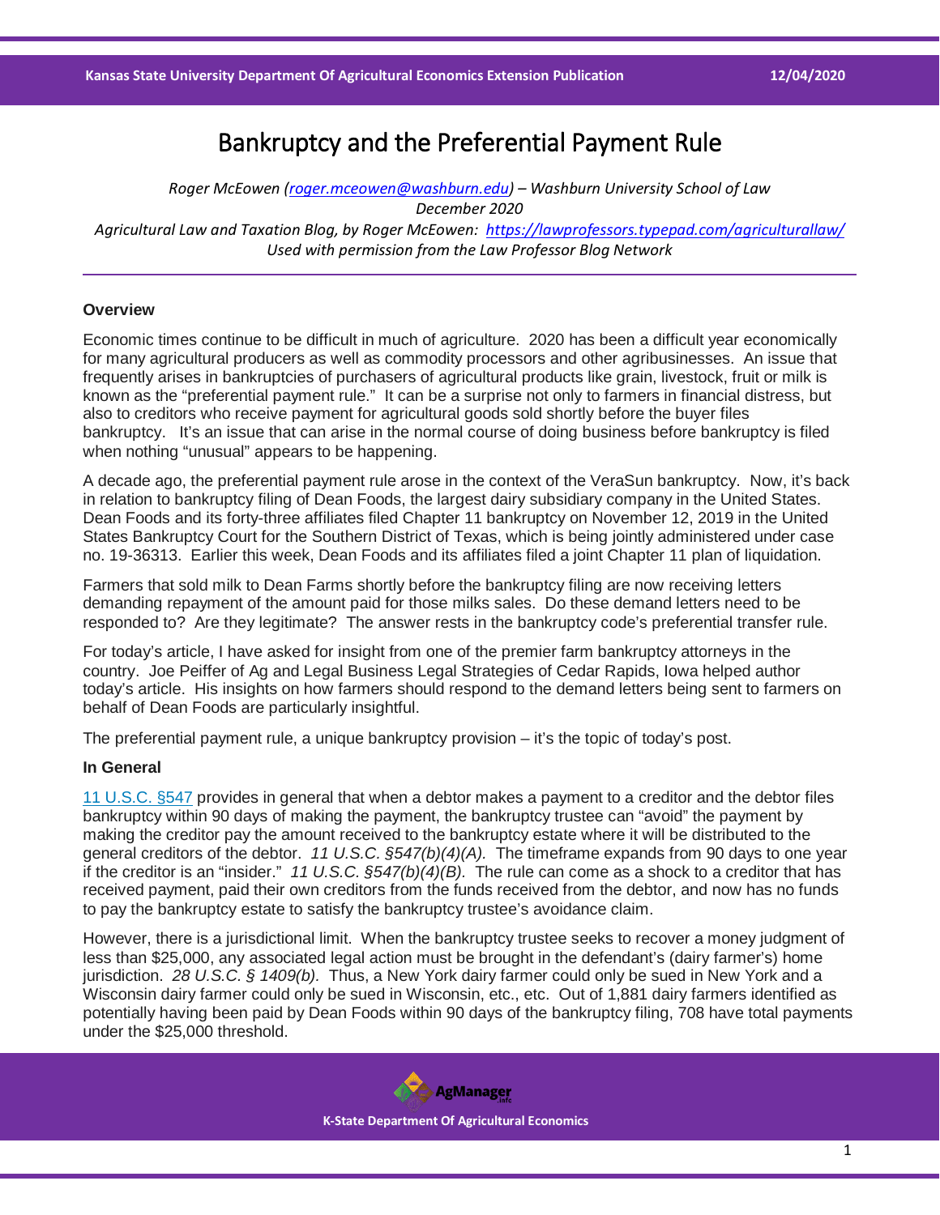# Bankruptcy and the Preferential Payment Rule

*Roger McEowen ([roger.mceowen@washburn.edu](mailto:roger.mceowen@washburn.edu)) – Washburn University School of Law*
*December 2020*
*Agricultural Law and Taxation Blog, by Roger McEowen: [https://lawprofessors.typepad.com/agriculturallaw/](https://lawprofessors.typepad.com/agriculturallaw/)*
*Used with permission from the Law Professor Blog Network*

**Overview**

Economic times continue to be difficult in much of agriculture. 2020 has been a difficult year economically for many agricultural producers as well as commodity processors and other agribusinesses. An issue that frequently arises in bankruptcies of purchasers of agricultural products like grain, livestock, fruit or milk is known as the "preferential payment rule." It can be a surprise not only to farmers in financial distress, but also to creditors who receive payment for agricultural goods sold shortly before the buyer files bankruptcy. It's an issue that can arise in the normal course of doing business before bankruptcy is filed when nothing "unusual" appears to be happening.

A decade ago, the preferential payment rule arose in the context of the VeraSun bankruptcy. Now, it's back in relation to bankruptcy filing of Dean Foods, the largest dairy subsidiary company in the United States. Dean Foods and its forty-three affiliates filed Chapter 11 bankruptcy on November 12, 2019 in the United States Bankruptcy Court for the Southern District of Texas, which is being jointly administered under case no. 19-36313. Earlier this week, Dean Foods and its affiliates filed a joint Chapter 11 plan of liquidation.

Farmers that sold milk to Dean Farms shortly before the bankruptcy filing are now receiving letters demanding repayment of the amount paid for those milks sales. Do these demand letters need to be responded to? Are they legitimate? The answer rests in the bankruptcy code's preferential transfer rule.

For today's article, I have asked for insight from one of the premier farm bankruptcy attorneys in the country. Joe Peiffer of Ag and Legal Business Legal Strategies of Cedar Rapids, Iowa helped author today's article. His insights on how farmers should respond to the demand letters being sent to farmers on behalf of Dean Foods are particularly insightful.

The preferential payment rule, a unique bankruptcy provision – it's the topic of today's post.

**In General**

11 U.S.C. §547 provides in general that when a debtor makes a payment to a creditor and the debtor files bankruptcy within 90 days of making the payment, the bankruptcy trustee can "avoid" the payment by making the creditor pay the amount received to the bankruptcy estate where it will be distributed to the general creditors of the debtor. *11 U.S.C. §547(b)(4)(A).* The timeframe expands from 90 days to one year if the creditor is an "insider." *11 U.S.C. §547(b)(4)(B).* The rule can come as a shock to a creditor that has received payment, paid their own creditors from the funds received from the debtor, and now has no funds to pay the bankruptcy estate to satisfy the bankruptcy trustee's avoidance claim.

However, there is a jurisdictional limit. When the bankruptcy trustee seeks to recover a money judgment of less than $25,000, any associated legal action must be brought in the defendant's (dairy farmer's) home jurisdiction. *28 U.S.C. § 1409(b).* Thus, a New York dairy farmer could only be sued in New York and a Wisconsin dairy farmer could only be sued in Wisconsin, etc., etc. Out of 1,881 dairy farmers identified as potentially having been paid by Dean Foods within 90 days of the bankruptcy filing, 708 have total payments under the $25,000 threshold.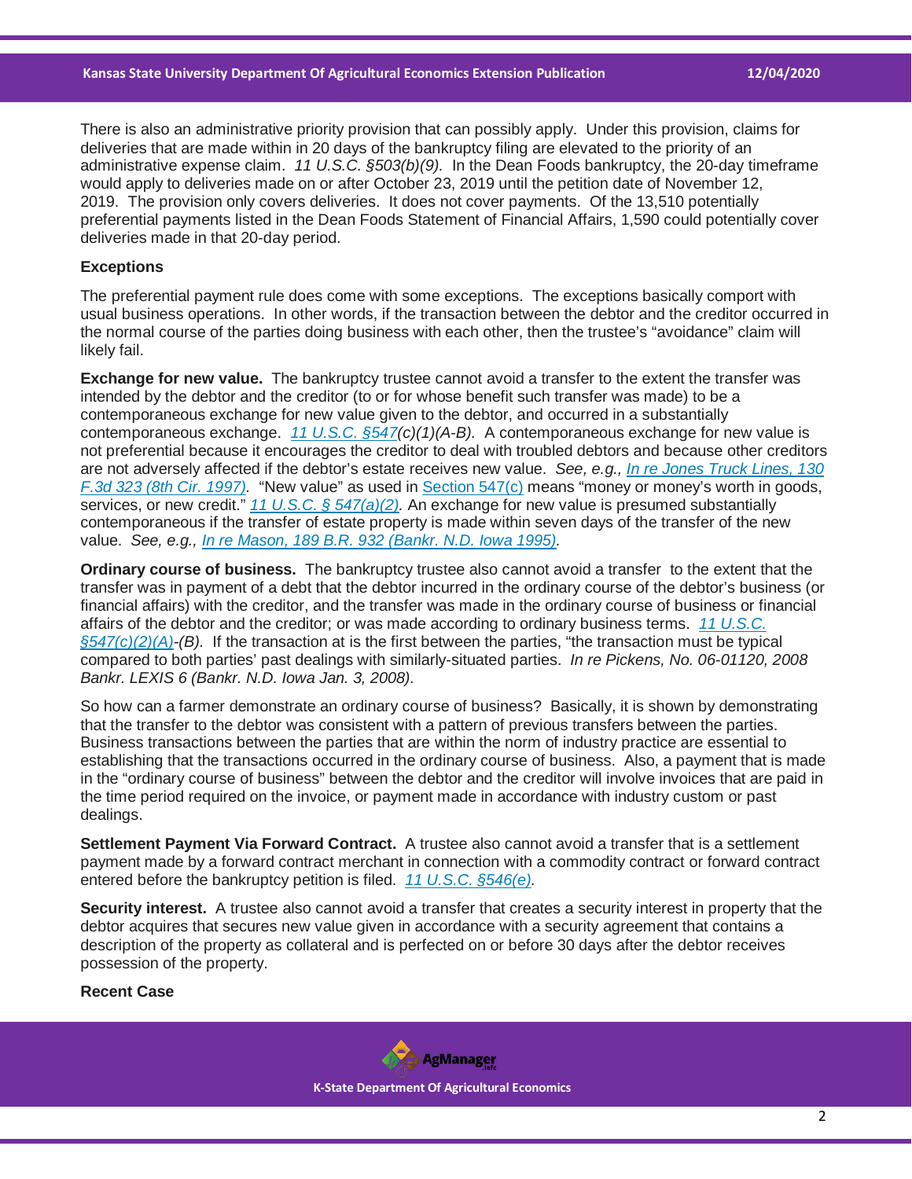There is also an administrative priority provision that can possibly apply. Under this provision, claims for deliveries that are made within in 20 days of the bankruptcy filing are elevated to the priority of an administrative expense claim. *11 U.S.C. §503(b)(9).* In the Dean Foods bankruptcy, the 20-day timeframe would apply to deliveries made on or after October 23, 2019 until the petition date of November 12, 2019. The provision only covers deliveries. It does not cover payments. Of the 13,510 potentially preferential payments listed in the Dean Foods Statement of Financial Affairs, 1,590 could potentially cover deliveries made in that 20-day period.

**Exceptions**

The preferential payment rule does come with some exceptions. The exceptions basically comport with usual business operations. In other words, if the transaction between the debtor and the creditor occurred in the normal course of the parties doing business with each other, then the trustee's "avoidance" claim will likely fail.

**Exchange for new value.** The bankruptcy trustee cannot avoid a transfer to the extent the transfer was intended by the debtor and the creditor (to or for whose benefit such transfer was made) to be a contemporaneous exchange for new value given to the debtor, and occurred in a substantially contemporaneous exchange. *11 U.S.C. §547(c)(1)(A-B).* A contemporaneous exchange for new value is not preferential because it encourages the creditor to deal with troubled debtors and because other creditors are not adversely affected if the debtor's estate receives new value. *See, e.g., In re Jones Truck Lines, 130 F.3d 323 (8th Cir. 1997).* "New value" as used in Section 547(c) means "money or money's worth in goods, services, or new credit." *11 U.S.C. § 547(a)(2).* An exchange for new value is presumed substantially contemporaneous if the transfer of estate property is made within seven days of the transfer of the new value. *See, e.g., In re Mason, 189 B.R. 932 (Bankr. N.D. Iowa 1995).*

**Ordinary course of business.** The bankruptcy trustee also cannot avoid a transfer to the extent that the transfer was in payment of a debt that the debtor incurred in the ordinary course of the debtor's business (or financial affairs) with the creditor, and the transfer was made in the ordinary course of business or financial affairs of the debtor and the creditor; or was made according to ordinary business terms. *11 U.S.C. §547(c)(2)(A)-(B).* If the transaction at is the first between the parties, "the transaction must be typical compared to both parties' past dealings with similarly-situated parties. *In re Pickens, No. 06-01120, 2008 Bankr. LEXIS 6 (Bankr. N.D. Iowa Jan. 3, 2008).*

So how can a farmer demonstrate an ordinary course of business? Basically, it is shown by demonstrating that the transfer to the debtor was consistent with a pattern of previous transfers between the parties. Business transactions between the parties that are within the norm of industry practice are essential to establishing that the transactions occurred in the ordinary course of business. Also, a payment that is made in the "ordinary course of business" between the debtor and the creditor will involve invoices that are paid in the time period required on the invoice, or payment made in accordance with industry custom or past dealings.

**Settlement Payment Via Forward Contract.** A trustee also cannot avoid a transfer that is a settlement payment made by a forward contract merchant in connection with a commodity contract or forward contract entered before the bankruptcy petition is filed. *11 U.S.C. §546(e).*

**Security interest.** A trustee also cannot avoid a transfer that creates a security interest in property that the debtor acquires that secures new value given in accordance with a security agreement that contains a description of the property as collateral and is perfected on or before 30 days after the debtor receives possession of the property.

**Recent Case**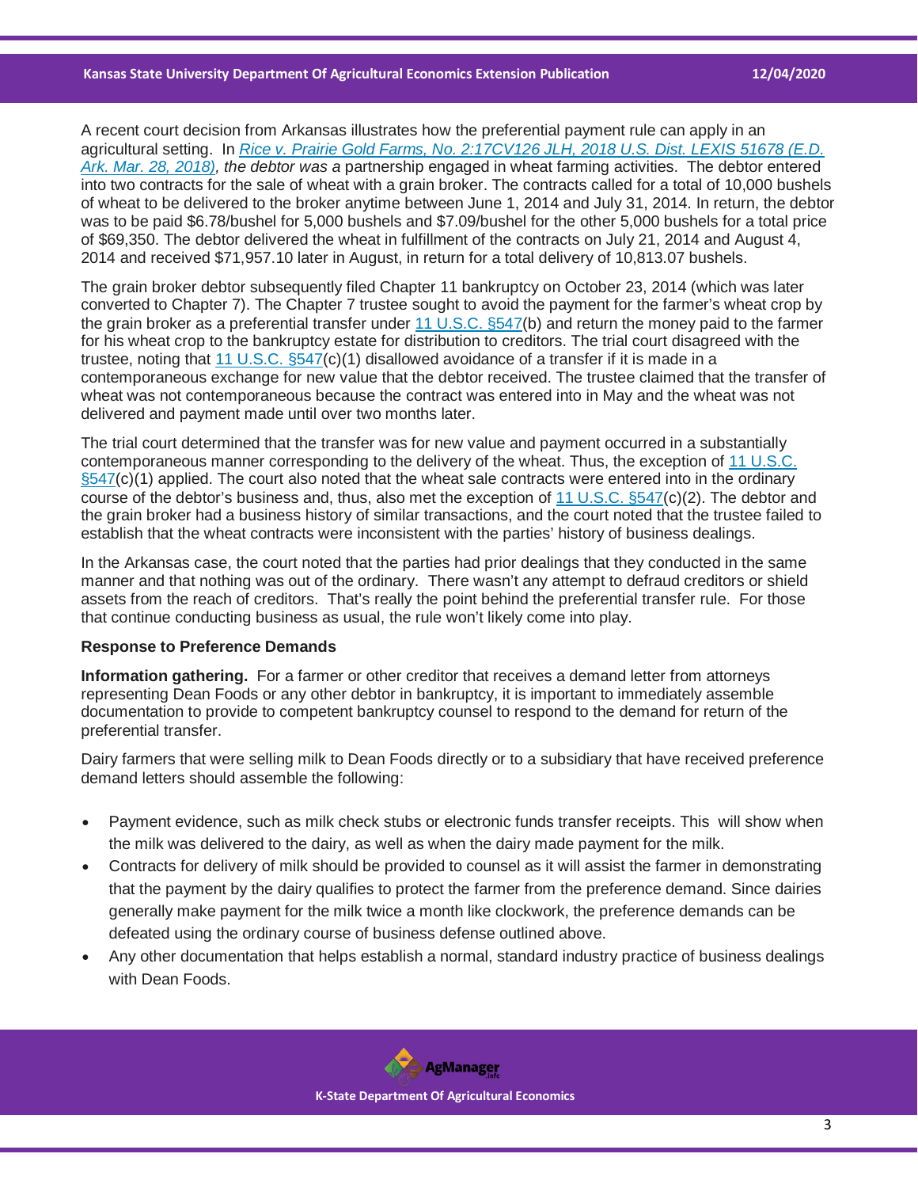A recent court decision from Arkansas illustrates how the preferential payment rule can apply in an agricultural setting. In *Rice v. Prairie Gold Farms, No. 2:17CV126 JLH, 2018 U.S. Dist. LEXIS 51678 (E.D. Ark. Mar. 28, 2018), the debtor was a* partnership engaged in wheat farming activities. The debtor entered into two contracts for the sale of wheat with a grain broker. The contracts called for a total of 10,000 bushels of wheat to be delivered to the broker anytime between June 1, 2014 and July 31, 2014. In return, the debtor was to be paid $6.78/bushel for 5,000 bushels and $7.09/bushel for the other 5,000 bushels for a total price of $69,350. The debtor delivered the wheat in fulfillment of the contracts on July 21, 2014 and August 4, 2014 and received $71,957.10 later in August, in return for a total delivery of 10,813.07 bushels.

The grain broker debtor subsequently filed Chapter 11 bankruptcy on October 23, 2014 (which was later converted to Chapter 7). The Chapter 7 trustee sought to avoid the payment for the farmer's wheat crop by the grain broker as a preferential transfer under 11 U.S.C. §547(b) and return the money paid to the farmer for his wheat crop to the bankruptcy estate for distribution to creditors. The trial court disagreed with the trustee, noting that 11 U.S.C. §547(c)(1) disallowed avoidance of a transfer if it is made in a contemporaneous exchange for new value that the debtor received. The trustee claimed that the transfer of wheat was not contemporaneous because the contract was entered into in May and the wheat was not delivered and payment made until over two months later.

The trial court determined that the transfer was for new value and payment occurred in a substantially contemporaneous manner corresponding to the delivery of the wheat. Thus, the exception of 11 U.S.C. §547(c)(1) applied. The court also noted that the wheat sale contracts were entered into in the ordinary course of the debtor's business and, thus, also met the exception of 11 U.S.C. §547(c)(2). The debtor and the grain broker had a business history of similar transactions, and the court noted that the trustee failed to establish that the wheat contracts were inconsistent with the parties' history of business dealings.

In the Arkansas case, the court noted that the parties had prior dealings that they conducted in the same manner and that nothing was out of the ordinary. There wasn't any attempt to defraud creditors or shield assets from the reach of creditors. That's really the point behind the preferential transfer rule. For those that continue conducting business as usual, the rule won't likely come into play.

**Response to Preference Demands**

**Information gathering.** For a farmer or other creditor that receives a demand letter from attorneys representing Dean Foods or any other debtor in bankruptcy, it is important to immediately assemble documentation to provide to competent bankruptcy counsel to respond to the demand for return of the preferential transfer.

Dairy farmers that were selling milk to Dean Foods directly or to a subsidiary that have received preference demand letters should assemble the following:

- Payment evidence, such as milk check stubs or electronic funds transfer receipts. This will show when the milk was delivered to the dairy, as well as when the dairy made payment for the milk.
- Contracts for delivery of milk should be provided to counsel as it will assist the farmer in demonstrating that the payment by the dairy qualifies to protect the farmer from the preference demand. Since dairies generally make payment for the milk twice a month like clockwork, the preference demands can be defeated using the ordinary course of business defense outlined above.
- Any other documentation that helps establish a normal, standard industry practice of business dealings with Dean Foods.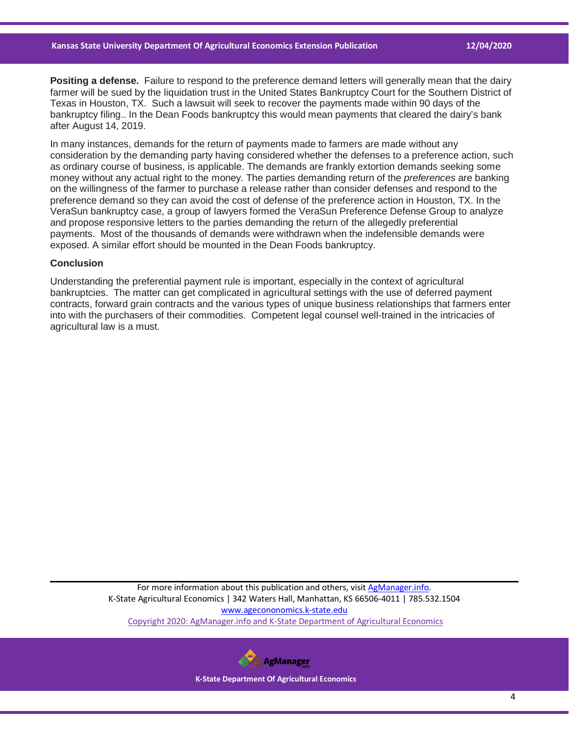**Positing a defense.** Failure to respond to the preference demand letters will generally mean that the dairy farmer will be sued by the liquidation trust in the United States Bankruptcy Court for the Southern District of Texas in Houston, TX. Such a lawsuit will seek to recover the payments made within 90 days of the bankruptcy filing.. In the Dean Foods bankruptcy this would mean payments that cleared the dairy's bank after August 14, 2019.

In many instances, demands for the return of payments made to farmers are made without any consideration by the demanding party having considered whether the defenses to a preference action, such as ordinary course of business, is applicable. The demands are frankly extortion demands seeking some money without any actual right to the money. The parties demanding return of the *preferences* are banking on the willingness of the farmer to purchase a release rather than consider defenses and respond to the preference demand so they can avoid the cost of defense of the preference action in Houston, TX. In the VeraSun bankruptcy case, a group of lawyers formed the VeraSun Preference Defense Group to analyze and propose responsive letters to the parties demanding the return of the allegedly preferential payments. Most of the thousands of demands were withdrawn when the indefensible demands were exposed. A similar effort should be mounted in the Dean Foods bankruptcy.

## Conclusion

Understanding the preferential payment rule is important, especially in the context of agricultural bankruptcies. The matter can get complicated in agricultural settings with the use of deferred payment contracts, forward grain contracts and the various types of unique business relationships that farmers enter into with the purchasers of their commodities. Competent legal counsel well-trained in the intricacies of agricultural law is a must.

For more information about this publication and others, visit AgManager.info.
K-State Agricultural Economics | 342 Waters Hall, Manhattan, KS 66506-4011 | 785.532.1504
www.ageconomics.k-state.edu
Copyright 2020: AgManager.info and K-State Department of Agricultural Economics